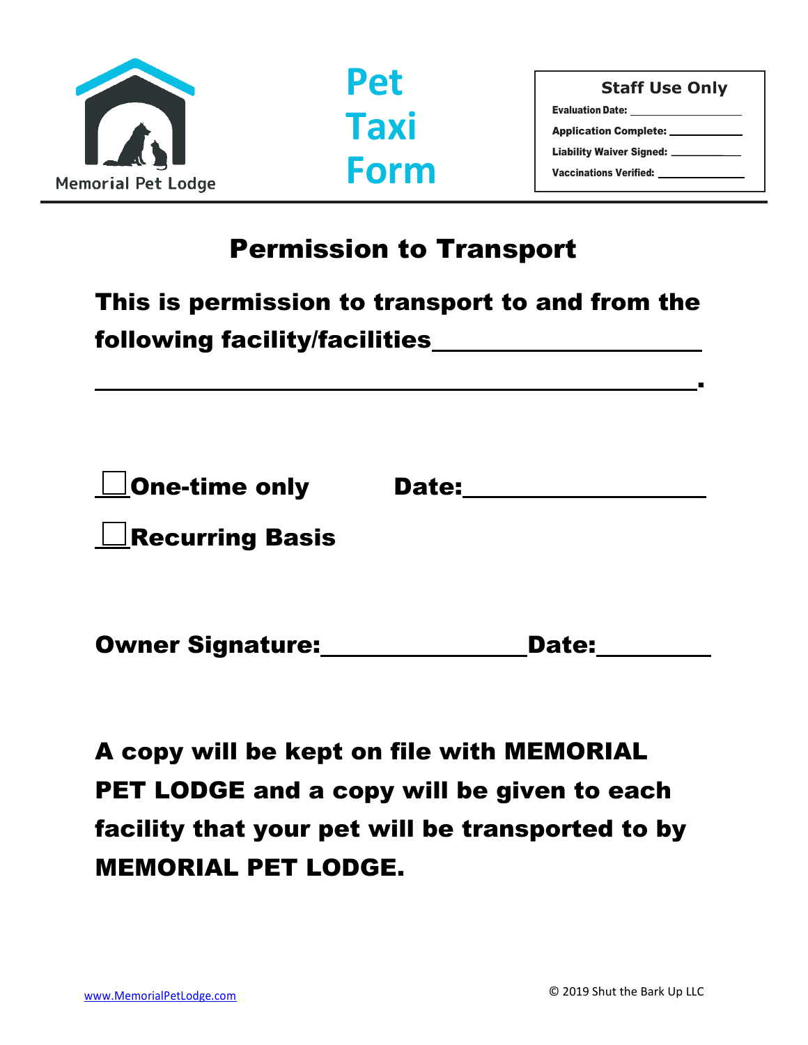Memorial Pet Lodge

# Pet Taxi Form

**Staff Use Only**

**Evaluation Date:** ____________________

**Application Complete:** ______________

**Liability Waiver Signed:** ____________

**Vaccinations Verified:** ______________

## Permission to Transport

**This is permission to transport to and from the following facility/facilities______________________**

**______________________________________________________.**

**☐ One-time only          Date:____________________**

**☐ Recurring Basis**

**Owner Signature:_________________Date:__________**

**A copy will be kept on file with MEMORIAL PET LODGE and a copy will be given to each facility that your pet will be transported to by MEMORIAL PET LODGE.**

www.MemorialPetLodge.com

© 2019 Shut the Bark Up LLC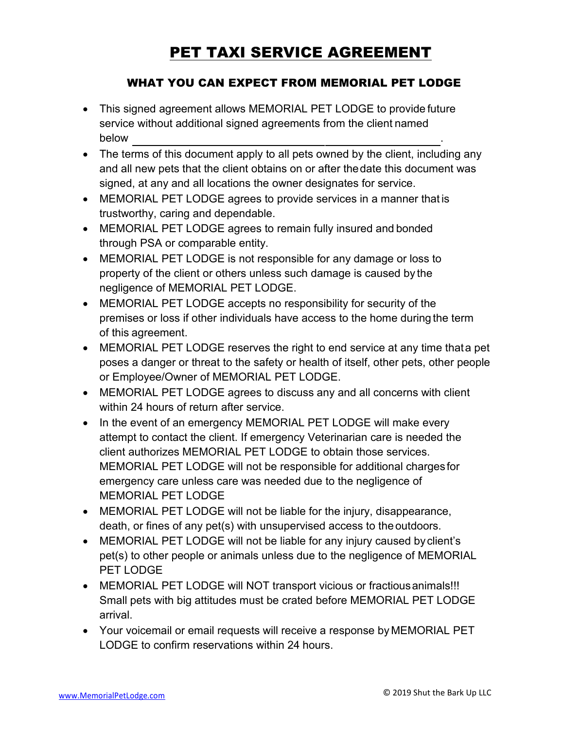# PET TAXI SERVICE AGREEMENT

## WHAT YOU CAN EXPECT FROM MEMORIAL PET LODGE

- This signed agreement allows MEMORIAL PET LODGE to provide future service without additional signed agreements from the client named below \_\_\_\_\_\_\_\_\_\_\_\_\_\_\_\_\_\_\_\_\_\_\_\_\_\_\_\_\_\_\_\_\_\_\_\_\_\_\_\_\_\_\_\_\_\_\_\_.
- The terms of this document apply to all pets owned by the client, including any and all new pets that the client obtains on or after the date this document was signed, at any and all locations the owner designates for service.
- MEMORIAL PET LODGE agrees to provide services in a manner that is trustworthy, caring and dependable.
- MEMORIAL PET LODGE agrees to remain fully insured and bonded through PSA or comparable entity.
- MEMORIAL PET LODGE is not responsible for any damage or loss to property of the client or others unless such damage is caused by the negligence of MEMORIAL PET LODGE.
- MEMORIAL PET LODGE accepts no responsibility for security of the premises or loss if other individuals have access to the home during the term of this agreement.
- MEMORIAL PET LODGE reserves the right to end service at any time that a pet poses a danger or threat to the safety or health of itself, other pets, other people or Employee/Owner of MEMORIAL PET LODGE.
- MEMORIAL PET LODGE agrees to discuss any and all concerns with client within 24 hours of return after service.
- In the event of an emergency MEMORIAL PET LODGE will make every attempt to contact the client. If emergency Veterinarian care is needed the client authorizes MEMORIAL PET LODGE to obtain those services. MEMORIAL PET LODGE will not be responsible for additional charges for emergency care unless care was needed due to the negligence of MEMORIAL PET LODGE
- MEMORIAL PET LODGE will not be liable for the injury, disappearance, death, or fines of any pet(s) with unsupervised access to the outdoors.
- MEMORIAL PET LODGE will not be liable for any injury caused by client's pet(s) to other people or animals unless due to the negligence of MEMORIAL PET LODGE
- MEMORIAL PET LODGE will NOT transport vicious or fractious animals!!! Small pets with big attitudes must be crated before MEMORIAL PET LODGE arrival.
- Your voicemail or email requests will receive a response by MEMORIAL PET LODGE to confirm reservations within 24 hours.

www.MemorialPetLodge.com © 2019 Shut the Bark Up LLC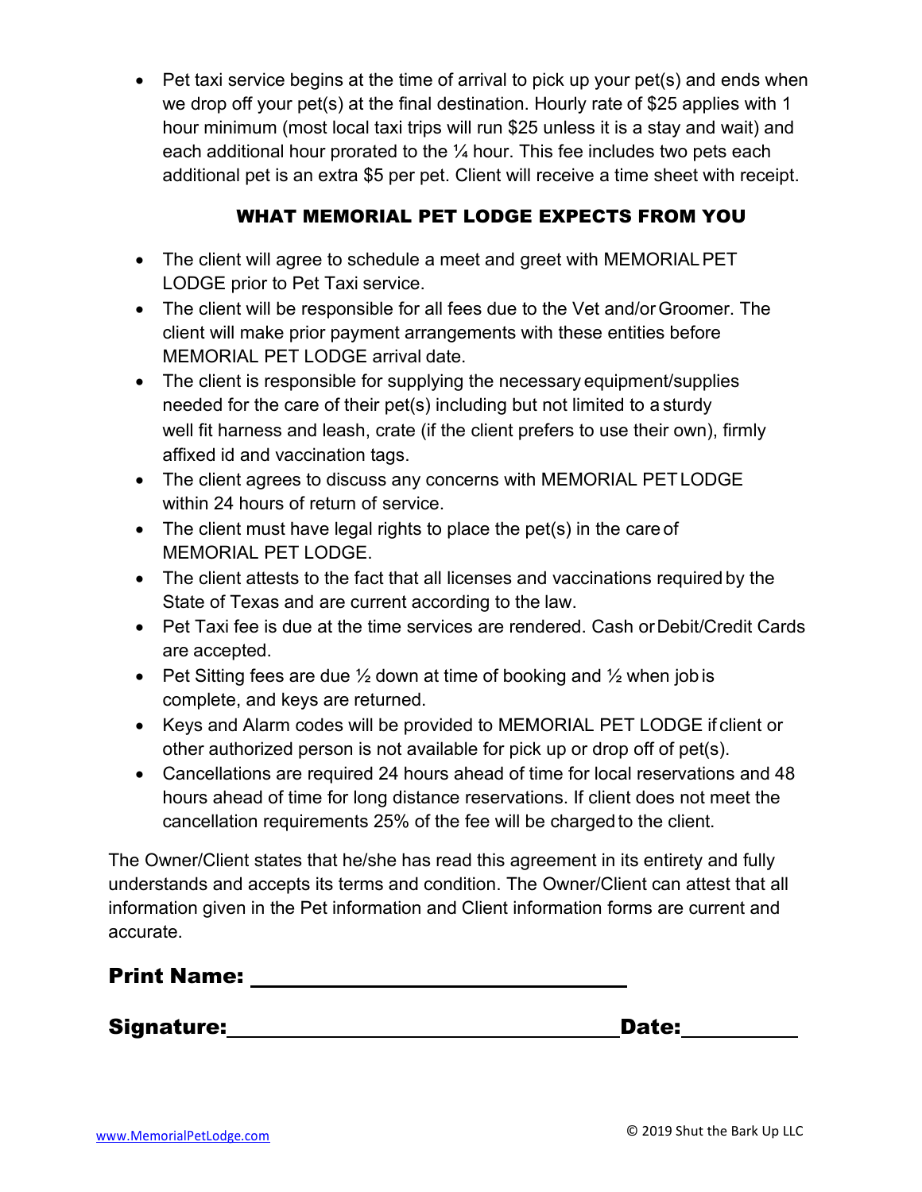- Pet taxi service begins at the time of arrival to pick up your pet(s) and ends when we drop off your pet(s) at the final destination. Hourly rate of $25 applies with 1 hour minimum (most local taxi trips will run $25 unless it is a stay and wait) and each additional hour prorated to the ¼ hour. This fee includes two pets each additional pet is an extra $5 per pet. Client will receive a time sheet with receipt.

## WHAT MEMORIAL PET LODGE EXPECTS FROM YOU

- The client will agree to schedule a meet and greet with MEMORIAL PET LODGE prior to Pet Taxi service.
- The client will be responsible for all fees due to the Vet and/or Groomer. The client will make prior payment arrangements with these entities before MEMORIAL PET LODGE arrival date.
- The client is responsible for supplying the necessary equipment/supplies needed for the care of their pet(s) including but not limited to a sturdy well fit harness and leash, crate (if the client prefers to use their own), firmly affixed id and vaccination tags.
- The client agrees to discuss any concerns with MEMORIAL PET LODGE within 24 hours of return of service.
- The client must have legal rights to place the pet(s) in the care of MEMORIAL PET LODGE.
- The client attests to the fact that all licenses and vaccinations required by the State of Texas and are current according to the law.
- Pet Taxi fee is due at the time services are rendered. Cash or Debit/Credit Cards are accepted.
- Pet Sitting fees are due ½ down at time of booking and ½ when job is complete, and keys are returned.
- Keys and Alarm codes will be provided to MEMORIAL PET LODGE if client or other authorized person is not available for pick up or drop off of pet(s).
- Cancellations are required 24 hours ahead of time for local reservations and 48 hours ahead of time for long distance reservations. If client does not meet the cancellation requirements 25% of the fee will be charged to the client.

The Owner/Client states that he/she has read this agreement in its entirety and fully understands and accepts its terms and condition. The Owner/Client can attest that all information given in the Pet information and Client information forms are current and accurate.

**Print Name:** ______________________________

**Signature:** ________________________________ **Date:** __________

www.MemorialPetLodge.com © 2019 Shut the Bark Up LLC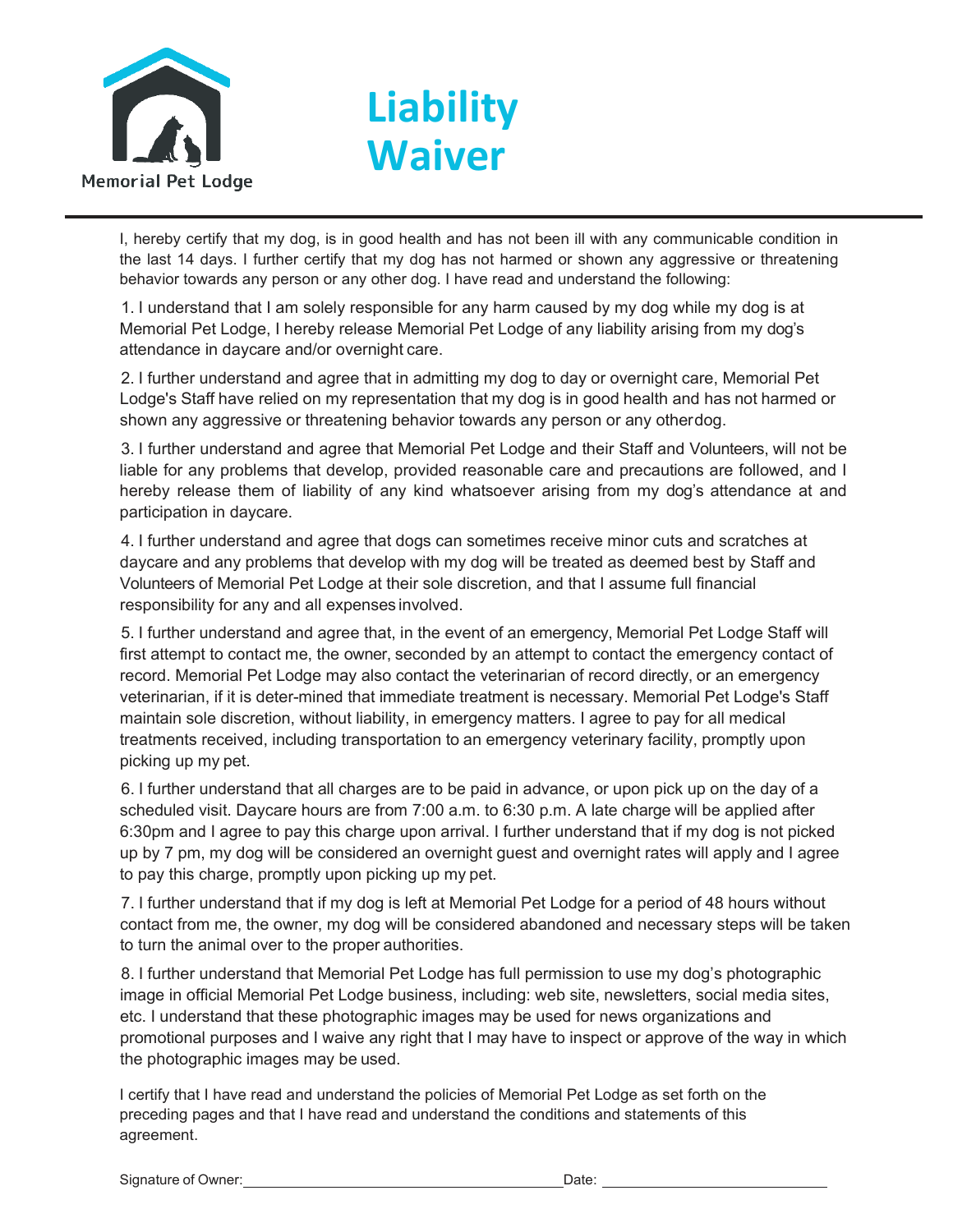Memorial Pet Lodge

# Liability Waiver

I, hereby certify that my dog, is in good health and has not been ill with any communicable condition in the last 14 days. I further certify that my dog has not harmed or shown any aggressive or threatening behavior towards any person or any other dog. I have read and understand the following:

1. I understand that I am solely responsible for any harm caused by my dog while my dog is at Memorial Pet Lodge, I hereby release Memorial Pet Lodge of any liability arising from my dog's attendance in daycare and/or overnight care.

2. I further understand and agree that in admitting my dog to day or overnight care, Memorial Pet Lodge's Staff have relied on my representation that my dog is in good health and has not harmed or shown any aggressive or threatening behavior towards any person or any other dog.

3. I further understand and agree that Memorial Pet Lodge and their Staff and Volunteers, will not be liable for any problems that develop, provided reasonable care and precautions are followed, and I hereby release them of liability of any kind whatsoever arising from my dog's attendance at and participation in daycare.

4. I further understand and agree that dogs can sometimes receive minor cuts and scratches at daycare and any problems that develop with my dog will be treated as deemed best by Staff and Volunteers of Memorial Pet Lodge at their sole discretion, and that I assume full financial responsibility for any and all expenses involved.

5. I further understand and agree that, in the event of an emergency, Memorial Pet Lodge Staff will first attempt to contact me, the owner, seconded by an attempt to contact the emergency contact of record. Memorial Pet Lodge may also contact the veterinarian of record directly, or an emergency veterinarian, if it is deter-mined that immediate treatment is necessary. Memorial Pet Lodge's Staff maintain sole discretion, without liability, in emergency matters. I agree to pay for all medical treatments received, including transportation to an emergency veterinary facility, promptly upon picking up my pet.

6. I further understand that all charges are to be paid in advance, or upon pick up on the day of a scheduled visit. Daycare hours are from 7:00 a.m. to 6:30 p.m. A late charge will be applied after 6:30pm and I agree to pay this charge upon arrival. I further understand that if my dog is not picked up by 7 pm, my dog will be considered an overnight guest and overnight rates will apply and I agree to pay this charge, promptly upon picking up my pet.

7. I further understand that if my dog is left at Memorial Pet Lodge for a period of 48 hours without contact from me, the owner, my dog will be considered abandoned and necessary steps will be taken to turn the animal over to the proper authorities.

8. I further understand that Memorial Pet Lodge has full permission to use my dog's photographic image in official Memorial Pet Lodge business, including: web site, newsletters, social media sites, etc. I understand that these photographic images may be used for news organizations and promotional purposes and I waive any right that I may have to inspect or approve of the way in which the photographic images may be used.

I certify that I have read and understand the policies of Memorial Pet Lodge as set forth on the preceding pages and that I have read and understand the conditions and statements of this agreement.

Signature of Owner: ______________________________ Date: ____________________